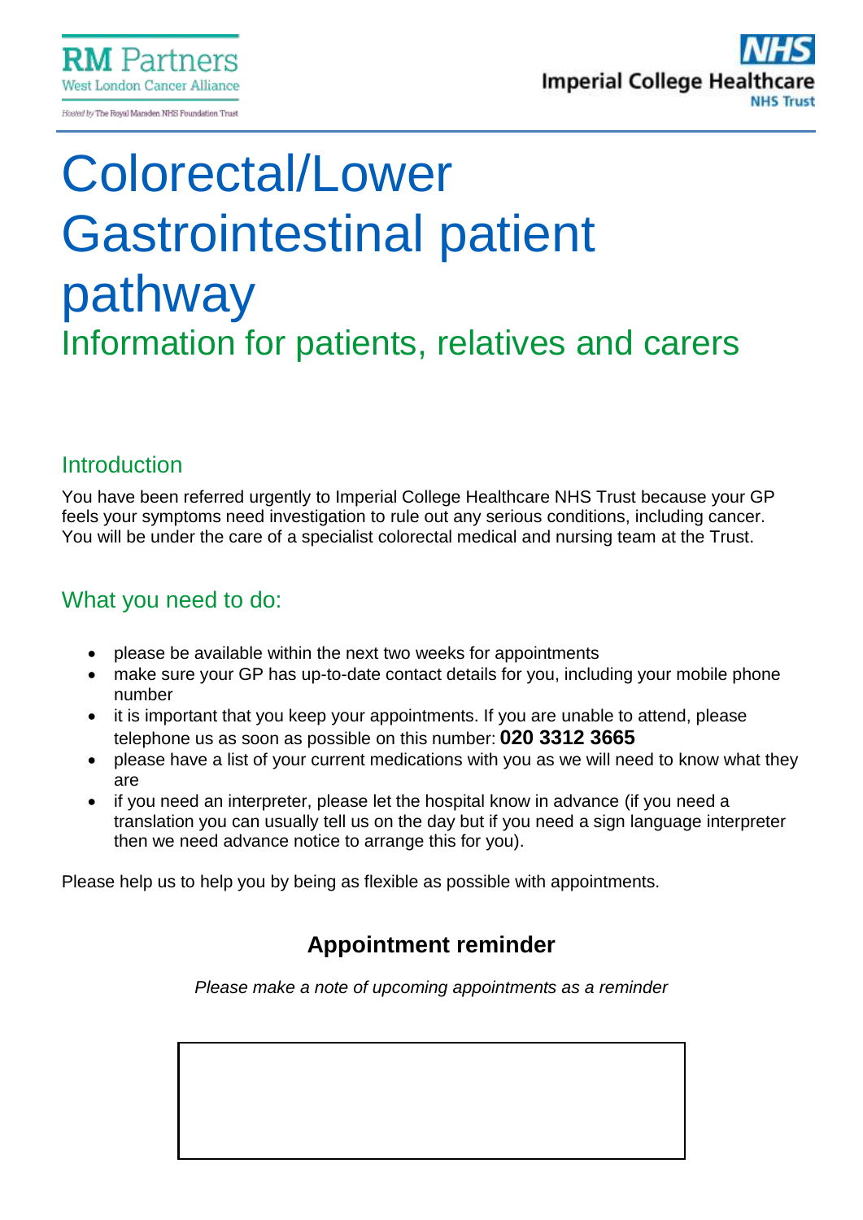RM Partners
West London Cancer Alliance
Hosted by The Royal Marsden NHS Foundation Trust

NHS
Imperial College Healthcare
NHS Trust

# Colorectal/Lower Gastrointestinal patient pathway

## Information for patients, relatives and carers

### Introduction

You have been referred urgently to Imperial College Healthcare NHS Trust because your GP feels your symptoms need investigation to rule out any serious conditions, including cancer. You will be under the care of a specialist colorectal medical and nursing team at the Trust.

### What you need to do:

- please be available within the next two weeks for appointments
- make sure your GP has up-to-date contact details for you, including your mobile phone number
- it is important that you keep your appointments. If you are unable to attend, please telephone us as soon as possible on this number: **020 3312 3665**
- please have a list of your current medications with you as we will need to know what they are
- if you need an interpreter, please let the hospital know in advance (if you need a translation you can usually tell us on the day but if you need a sign language interpreter then we need advance notice to arrange this for you).

Please help us to help you by being as flexible as possible with appointments.

**Appointment reminder**

*Please make a note of upcoming appointments as a reminder*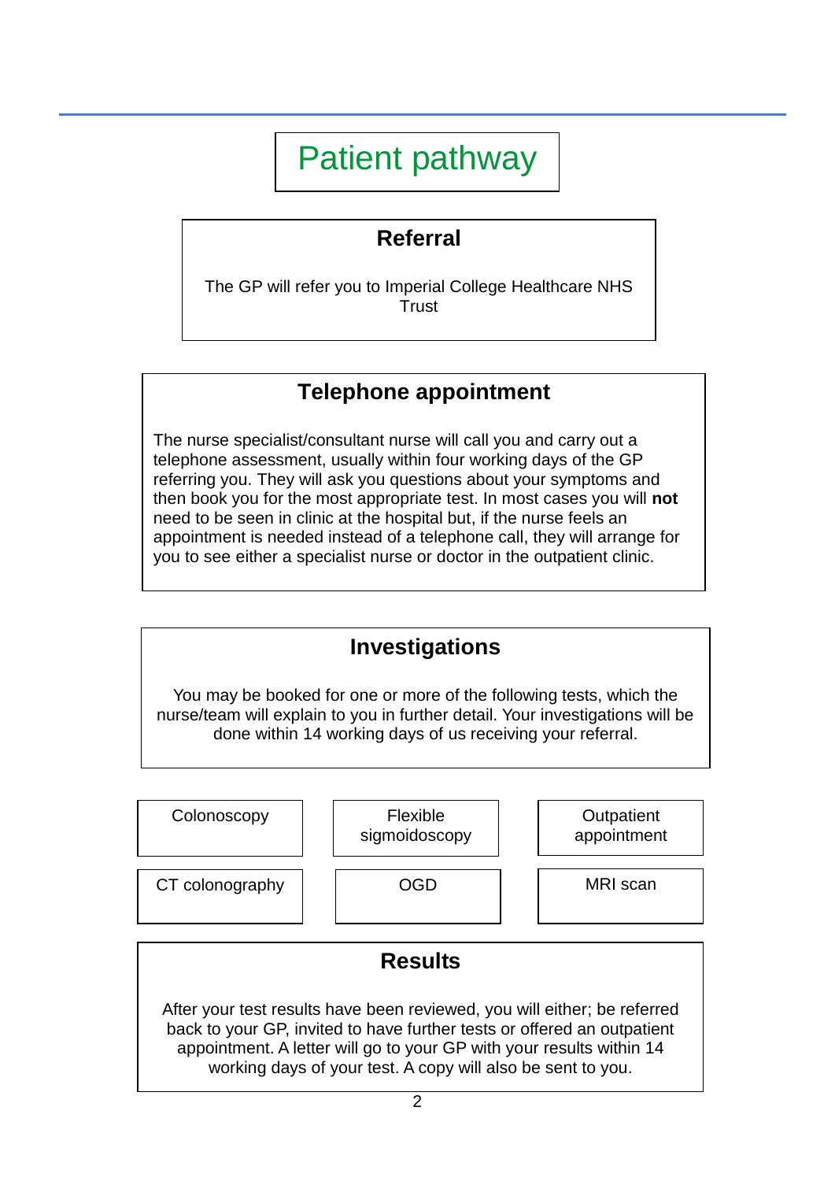# Patient pathway

## Referral

The GP will refer you to Imperial College Healthcare NHS Trust

## Telephone appointment

The nurse specialist/consultant nurse will call you and carry out a telephone assessment, usually within four working days of the GP referring you. They will ask you questions about your symptoms and then book you for the most appropriate test. In most cases you will **not** need to be seen in clinic at the hospital but, if the nurse feels an appointment is needed instead of a telephone call, they will arrange for you to see either a specialist nurse or doctor in the outpatient clinic.

## Investigations

You may be booked for one or more of the following tests, which the nurse/team will explain to you in further detail. Your investigations will be done within 14 working days of us receiving your referral.

- Colonoscopy
- Flexible sigmoidoscopy
- Outpatient appointment
- CT colonography
- OGD
- MRI scan

## Results

After your test results have been reviewed, you will either; be referred back to your GP, invited to have further tests or offered an outpatient appointment. A letter will go to your GP with your results within 14 working days of your test. A copy will also be sent to you.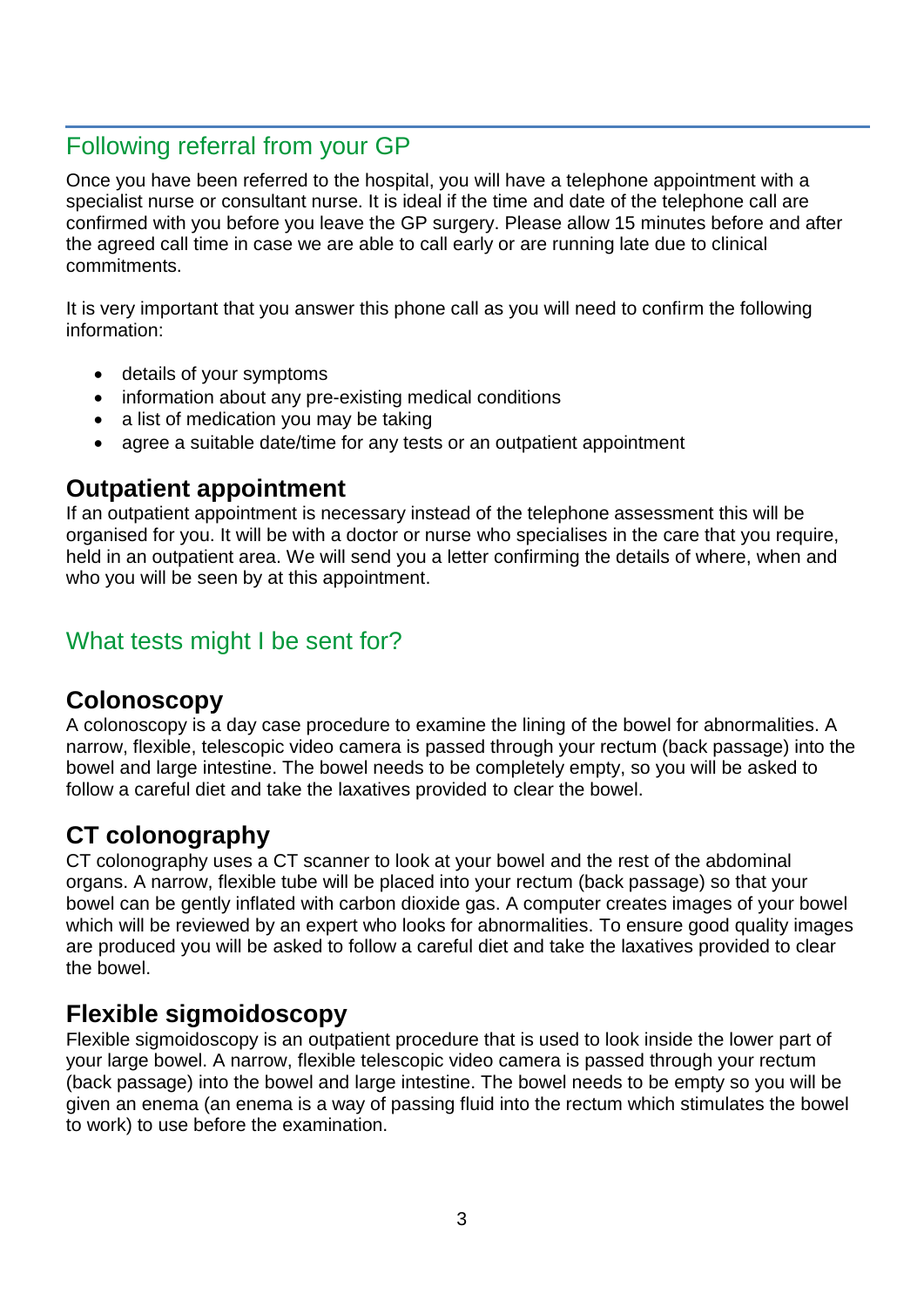## Following referral from your GP

Once you have been referred to the hospital, you will have a telephone appointment with a specialist nurse or consultant nurse. It is ideal if the time and date of the telephone call are confirmed with you before you leave the GP surgery. Please allow 15 minutes before and after the agreed call time in case we are able to call early or are running late due to clinical commitments.

It is very important that you answer this phone call as you will need to confirm the following information:

- details of your symptoms
- information about any pre-existing medical conditions
- a list of medication you may be taking
- agree a suitable date/time for any tests or an outpatient appointment

### Outpatient appointment

If an outpatient appointment is necessary instead of the telephone assessment this will be organised for you. It will be with a doctor or nurse who specialises in the care that you require, held in an outpatient area. We will send you a letter confirming the details of where, when and who you will be seen by at this appointment.

## What tests might I be sent for?

### Colonoscopy

A colonoscopy is a day case procedure to examine the lining of the bowel for abnormalities. A narrow, flexible, telescopic video camera is passed through your rectum (back passage) into the bowel and large intestine. The bowel needs to be completely empty, so you will be asked to follow a careful diet and take the laxatives provided to clear the bowel.

### CT colonography

CT colonography uses a CT scanner to look at your bowel and the rest of the abdominal organs. A narrow, flexible tube will be placed into your rectum (back passage) so that your bowel can be gently inflated with carbon dioxide gas. A computer creates images of your bowel which will be reviewed by an expert who looks for abnormalities. To ensure good quality images are produced you will be asked to follow a careful diet and take the laxatives provided to clear the bowel.

### Flexible sigmoidoscopy

Flexible sigmoidoscopy is an outpatient procedure that is used to look inside the lower part of your large bowel. A narrow, flexible telescopic video camera is passed through your rectum (back passage) into the bowel and large intestine. The bowel needs to be empty so you will be given an enema (an enema is a way of passing fluid into the rectum which stimulates the bowel to work) to use before the examination.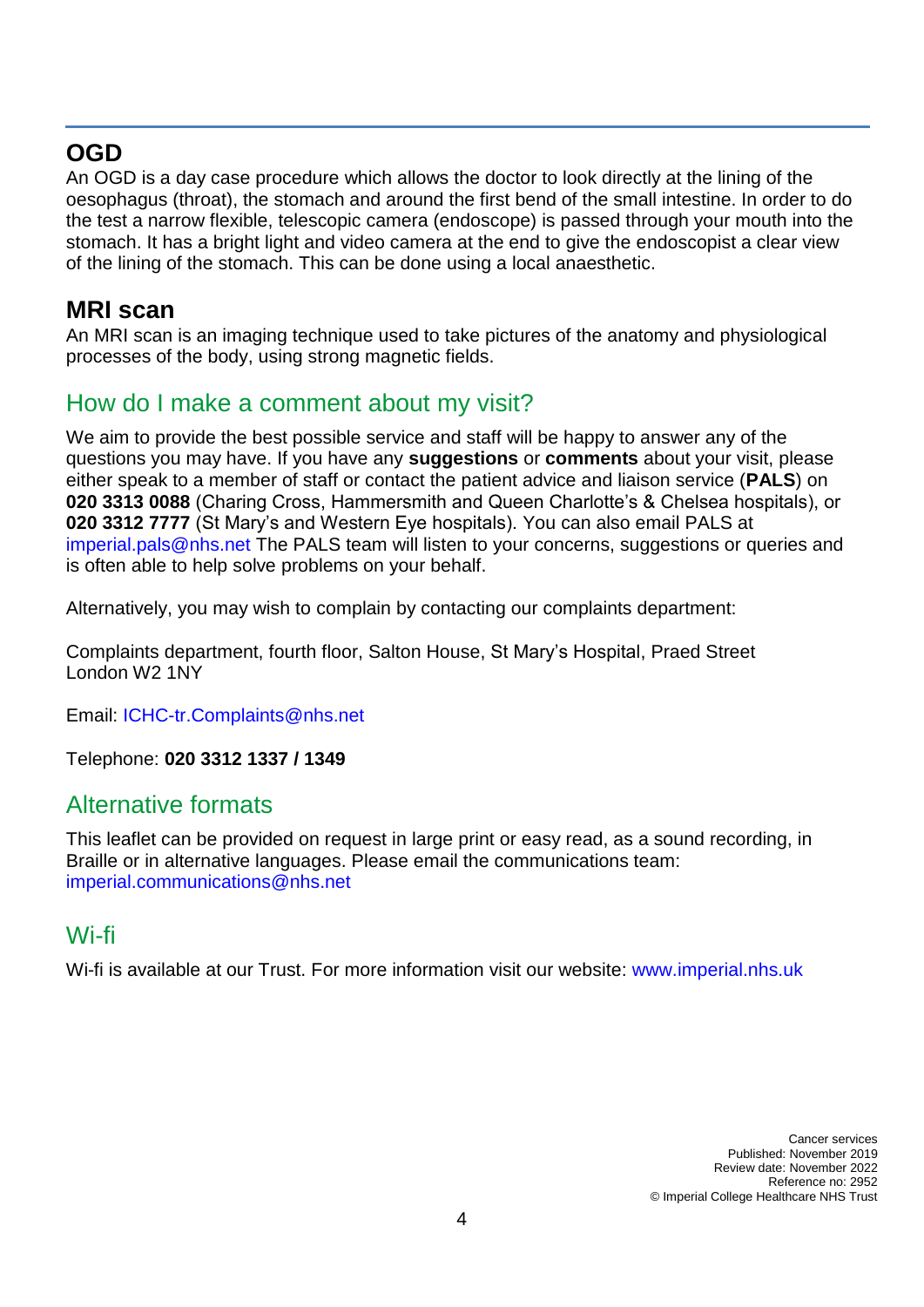## OGD

An OGD is a day case procedure which allows the doctor to look directly at the lining of the oesophagus (throat), the stomach and around the first bend of the small intestine. In order to do the test a narrow flexible, telescopic camera (endoscope) is passed through your mouth into the stomach. It has a bright light and video camera at the end to give the endoscopist a clear view of the lining of the stomach. This can be done using a local anaesthetic.

## MRI scan

An MRI scan is an imaging technique used to take pictures of the anatomy and physiological processes of the body, using strong magnetic fields.

## How do I make a comment about my visit?

We aim to provide the best possible service and staff will be happy to answer any of the questions you may have. If you have any **suggestions** or **comments** about your visit, please either speak to a member of staff or contact the patient advice and liaison service (**PALS**) on **020 3313 0088** (Charing Cross, Hammersmith and Queen Charlotte's & Chelsea hospitals), or **020 3312 7777** (St Mary's and Western Eye hospitals). You can also email PALS at imperial.pals@nhs.net The PALS team will listen to your concerns, suggestions or queries and is often able to help solve problems on your behalf.

Alternatively, you may wish to complain by contacting our complaints department:

Complaints department, fourth floor, Salton House, St Mary's Hospital, Praed Street
London W2 1NY

Email: ICHC-tr.Complaints@nhs.net

Telephone: **020 3312 1337 / 1349**

## Alternative formats

This leaflet can be provided on request in large print or easy read, as a sound recording, in Braille or in alternative languages. Please email the communications team: imperial.communications@nhs.net

## Wi-fi

Wi-fi is available at our Trust. For more information visit our website: www.imperial.nhs.uk

Cancer services
Published: November 2019
Review date: November 2022
Reference no: 2952
© Imperial College Healthcare NHS Trust